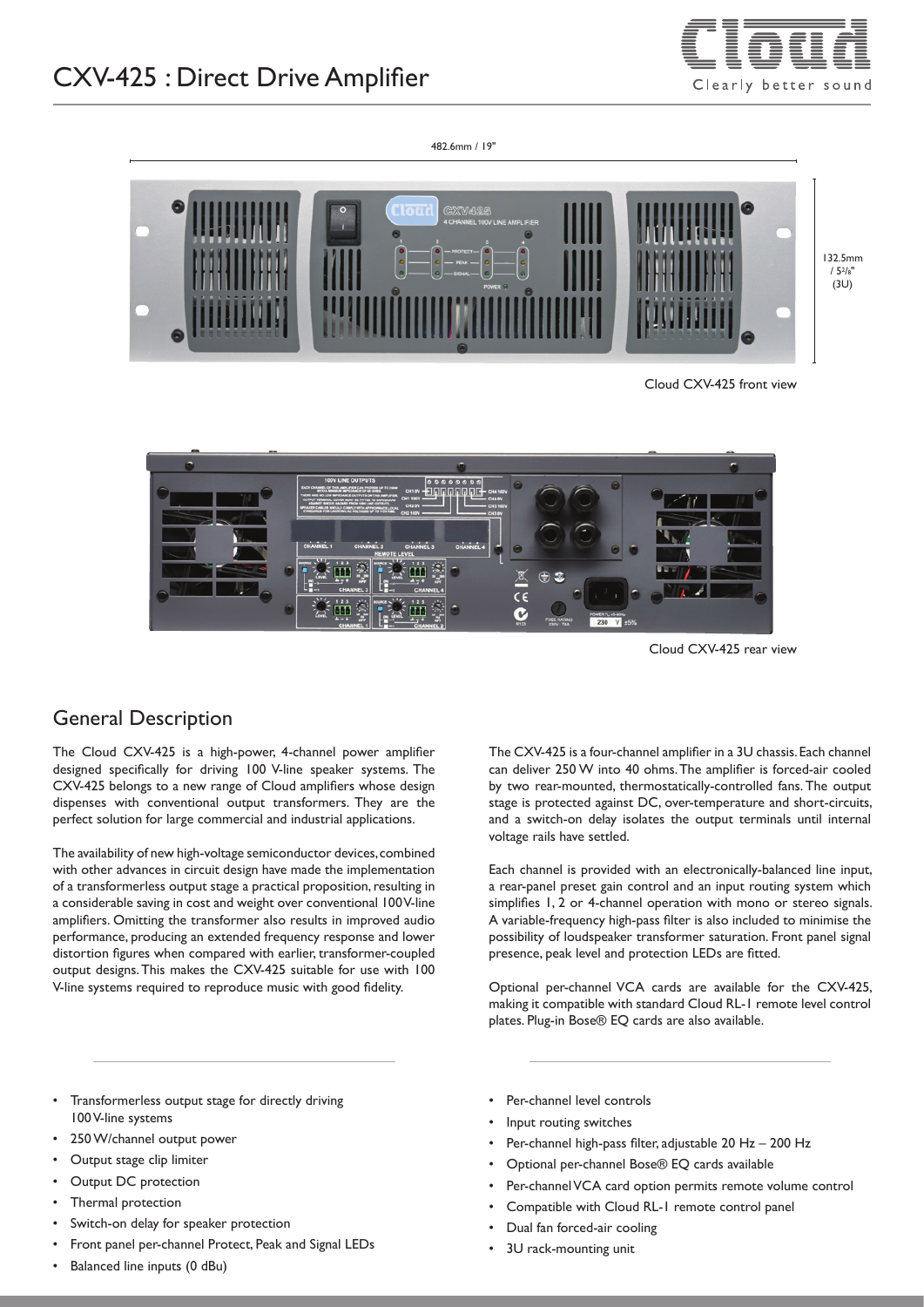# CXV-425 : Direct Drive Amplifier

482.6mm / 19"

132.5mm / 5 2/8" (3U)

Cloud CXV-425 front view

Cloud CXV-425 rear view

## General Description

The Cloud CXV-425 is a high-power, 4-channel power amplifier designed specifically for driving 100 V-line speaker systems. The CXV-425 belongs to a new range of Cloud amplifiers whose design dispenses with conventional output transformers. They are the perfect solution for large commercial and industrial applications.

The availability of new high-voltage semiconductor devices, combined with other advances in circuit design have made the implementation of a transformerless output stage a practical proposition, resulting in a considerable saving in cost and weight over conventional 100V-line amplifiers. Omitting the transformer also results in improved audio performance, producing an extended frequency response and lower distortion figures when compared with earlier, transformer-coupled output designs. This makes the CXV-425 suitable for use with 100 V-line systems required to reproduce music with good fidelity.

The CXV-425 is a four-channel amplifier in a 3U chassis. Each channel can deliver 250 W into 40 ohms. The amplifier is forced-air cooled by two rear-mounted, thermostatically-controlled fans. The output stage is protected against DC, over-temperature and short-circuits, and a switch-on delay isolates the output terminals until internal voltage rails have settled.

Each channel is provided with an electronically-balanced line input, a rear-panel preset gain control and an input routing system which simplifies 1, 2 or 4-channel operation with mono or stereo signals. A variable-frequency high-pass filter is also included to minimise the possibility of loudspeaker transformer saturation. Front panel signal presence, peak level and protection LEDs are fitted.

Optional per-channel VCA cards are available for the CXV-425, making it compatible with standard Cloud RL-1 remote level control plates. Plug-in Bose® EQ cards are also available.

- Transformerless output stage for directly driving 100 V-line systems
- 250 W/channel output power
- Output stage clip limiter
- Output DC protection
- Thermal protection
- Switch-on delay for speaker protection
- Front panel per-channel Protect, Peak and Signal LEDs
- Balanced line inputs (0 dBu)
- Per-channel level controls
- Input routing switches
- Per-channel high-pass filter, adjustable 20 Hz – 200 Hz
- Optional per-channel Bose® EQ cards available
- Per-channel VCA card option permits remote volume control
- Compatible with Cloud RL-1 remote control panel
- Dual fan forced-air cooling
- 3U rack-mounting unit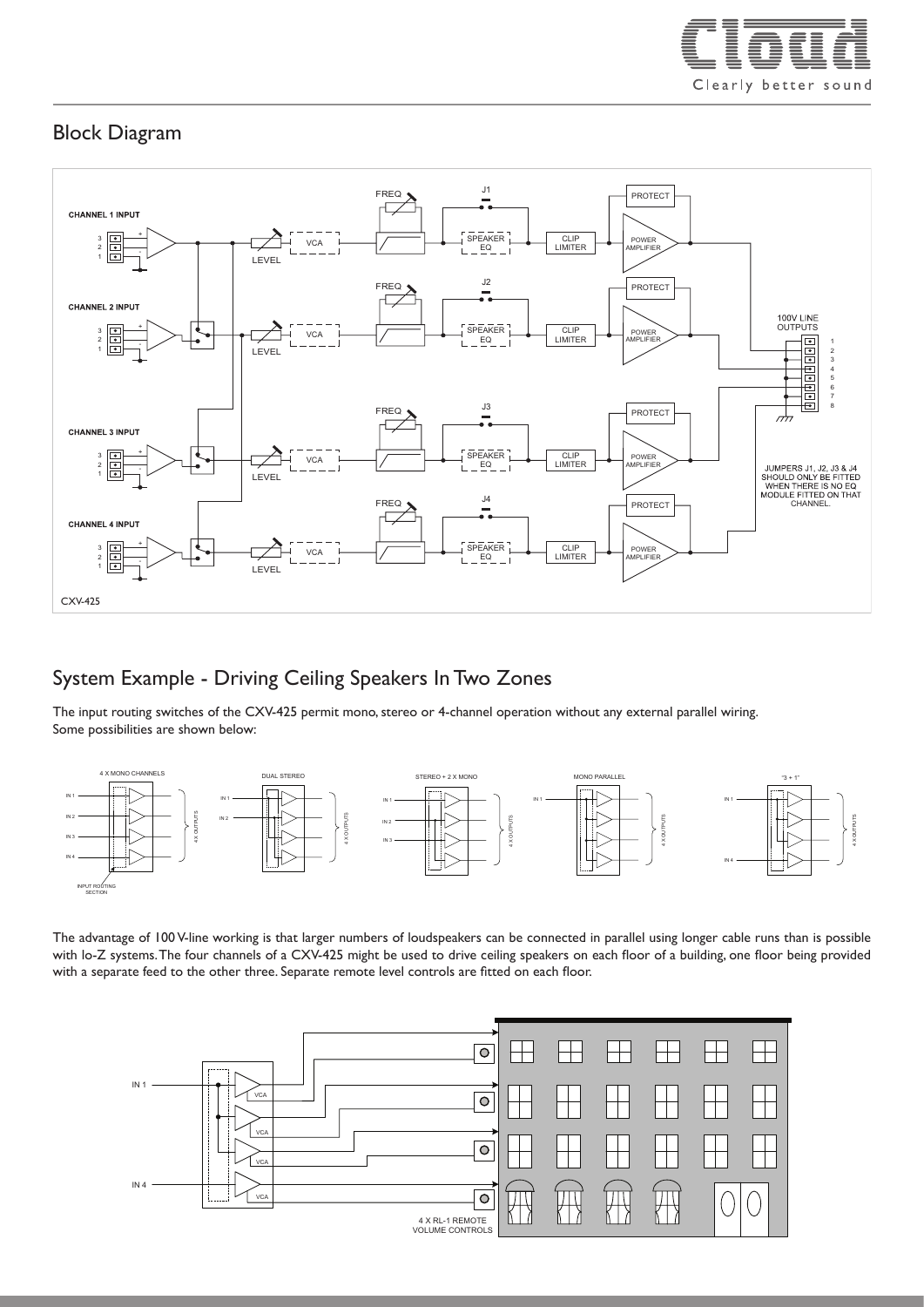## Block Diagram

## System Example - Driving Ceiling Speakers In Two Zones

The input routing switches of the CXV-425 permit mono, stereo or 4-channel operation without any external parallel wiring.
Some possibilities are shown below:

The advantage of 100 V-line working is that larger numbers of loudspeakers can be connected in parallel using longer cable runs than is possible with lo-Z systems. The four channels of a CXV-425 might be used to drive ceiling speakers on each floor of a building, one floor being provided with a separate feed to the other three. Separate remote level controls are fitted on each floor.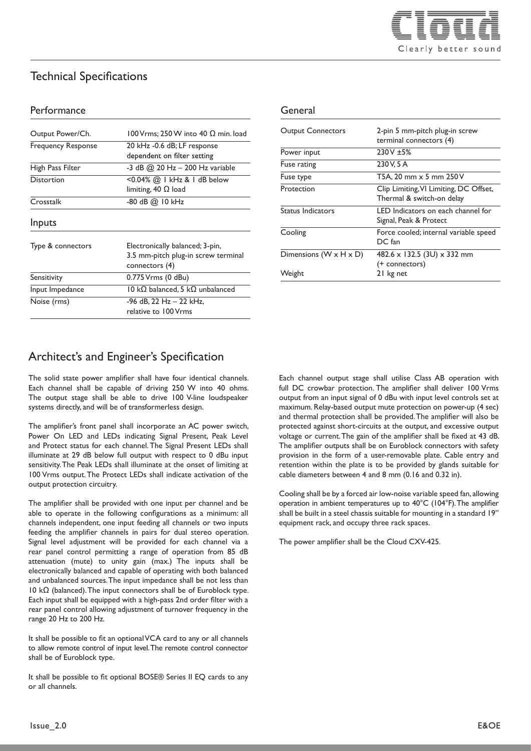# Technical Specifications

## Performance

| | |
|---|---|
| Output Power/Ch. | 100 Vrms; 250 W into 40 Ω min. load |
| Frequency Response | 20 kHz -0.6 dB; LF response dependent on filter setting |
| High Pass Filter | -3 dB @ 20 Hz – 200 Hz variable |
| Distortion | <0.04% @ 1 kHz & 1 dB below limiting, 40 Ω load |
| Crosstalk | -80 dB @ 10 kHz |

## Inputs

| | |
|---|---|
| Type & connectors | Electronically balanced; 3-pin, 3.5 mm-pitch plug-in screw terminal connectors (4) |
| Sensitivity | 0.775 Vrms (0 dBu) |
| Input Impedance | 10 kΩ balanced, 5 kΩ unbalanced |
| Noise (rms) | -96 dB, 22 Hz – 22 kHz, relative to 100 Vrms |

## General

| | |
|---|---|
| Output Connectors | 2-pin 5 mm-pitch plug-in screw terminal connectors (4) |
| Power input | 230 V ±5% |
| Fuse rating | 230 V, 5 A |
| Fuse type | T5A, 20 mm x 5 mm 250 V |
| Protection | Clip Limiting, VI Limiting, DC Offset, Thermal & switch-on delay |
| Status Indicators | LED Indicators on each channel for Signal, Peak & Protect |
| Cooling | Force cooled; internal variable speed DC fan |
| Dimensions (W x H x D) | 482.6 x 132.5 (3U) x 332 mm (+ connectors) |
| Weight | 21 kg net |

# Architect's and Engineer's Specification

The solid state power amplifier shall have four identical channels. Each channel shall be capable of driving 250 W into 40 ohms. The output stage shall be able to drive 100 V-line loudspeaker systems directly, and will be of transformerless design.

The amplifier's front panel shall incorporate an AC power switch, Power On LED and LEDs indicating Signal Present, Peak Level and Protect status for each channel. The Signal Present LEDs shall illuminate at 29 dB below full output with respect to 0 dBu input sensitivity. The Peak LEDs shall illuminate at the onset of limiting at 100 Vrms output. The Protect LEDs shall indicate activation of the output protection circuitry.

The amplifier shall be provided with one input per channel and be able to operate in the following configurations as a minimum: all channels independent, one input feeding all channels or two inputs feeding the amplifier channels in pairs for dual stereo operation. Signal level adjustment will be provided for each channel via a rear panel control permitting a range of operation from 85 dB attenuation (mute) to unity gain (max.) The inputs shall be electronically balanced and capable of operating with both balanced and unbalanced sources. The input impedance shall be not less than 10 kΩ (balanced). The input connectors shall be of Euroblock type. Each input shall be equipped with a high-pass 2nd order filter with a rear panel control allowing adjustment of turnover frequency in the range 20 Hz to 200 Hz.

It shall be possible to fit an optional VCA card to any or all channels to allow remote control of input level. The remote control connector shall be of Euroblock type.

It shall be possible to fit optional BOSE® Series II EQ cards to any or all channels.

Each channel output stage shall utilise Class AB operation with full DC crowbar protection. The amplifier shall deliver 100 Vrms output from an input signal of 0 dBu with input level controls set at maximum. Relay-based output mute protection on power-up (4 sec) and thermal protection shall be provided. The amplifier will also be protected against short-circuits at the output, and excessive output voltage or current. The gain of the amplifier shall be fixed at 43 dB. The amplifier outputs shall be on Euroblock connectors with safety provision in the form of a user-removable plate. Cable entry and retention within the plate is to be provided by glands suitable for cable diameters between 4 and 8 mm (0.16 and 0.32 in).

Cooling shall be by a forced air low-noise variable speed fan, allowing operation in ambient temperatures up to 40°C (104°F). The amplifier shall be built in a steel chassis suitable for mounting in a standard 19" equipment rack, and occupy three rack spaces.

The power amplifier shall be the Cloud CXV-425.

Issue_2.0 E&OE